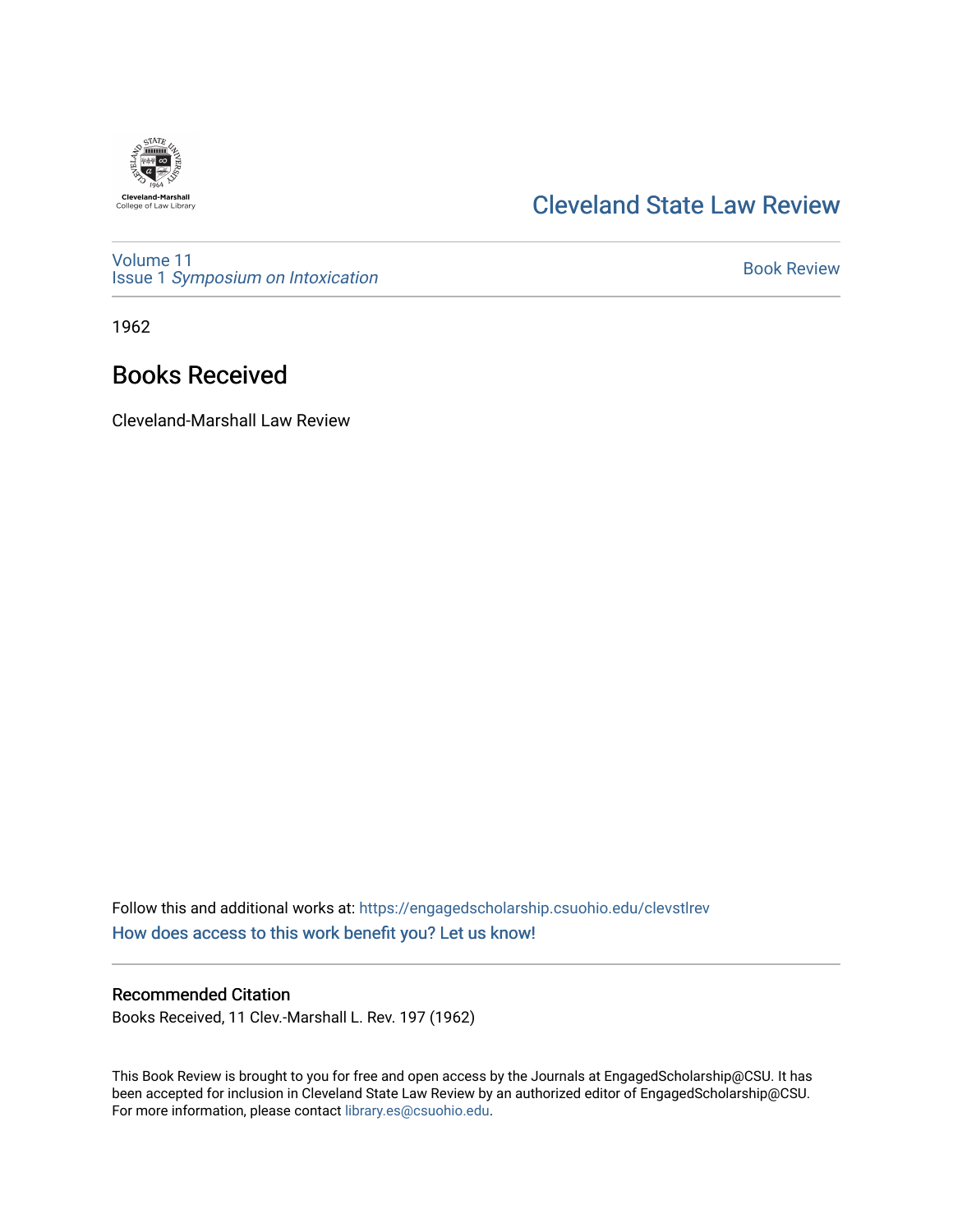[Cleveland State Law Review](https://engagedscholarship.csuohio.edu/clevstlrev)

Volume 11
Issue 1 *Symposium on Intoxication*

Book Review

1962

# Books Received

Cleveland-Marshall Law Review

Follow this and additional works at: https://engagedscholarship.csuohio.edu/clevstlrev

How does access to this work benefit you? Let us know!

## Recommended Citation

Books Received, 11 Clev.-Marshall L. Rev. 197 (1962)

This Book Review is brought to you for free and open access by the Journals at EngagedScholarship@CSU. It has been accepted for inclusion in Cleveland State Law Review by an authorized editor of EngagedScholarship@CSU. For more information, please contact library.es@csuohio.edu.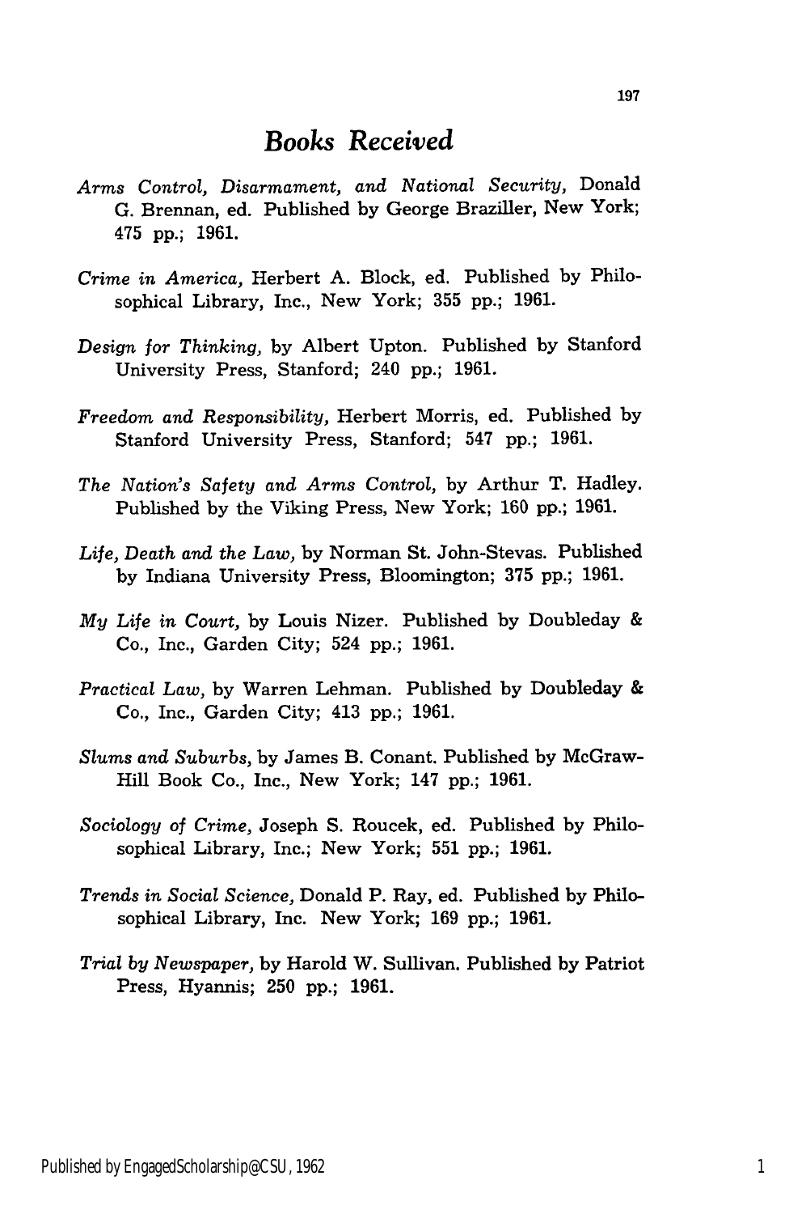## *Books Received*

*Arms Control, Disarmament, and National Security,* Donald G. Brennan, ed. Published by George Braziller, New York; 475 pp.; 1961.

*Crime in America,* Herbert A. Block, ed. Published by Philosophical Library, Inc., New York; 355 pp.; 1961.

*Design for Thinking,* by Albert Upton. Published by Stanford University Press, Stanford; 240 pp.; 1961.

*Freedom and Responsibility,* Herbert Morris, ed. Published by Stanford University Press, Stanford; 547 pp.; 1961.

*The Nation's Safety and Arms Control,* by Arthur T. Hadley. Published by the Viking Press, New York; 160 pp.; 1961.

*Life, Death and the Law,* by Norman St. John-Stevas. Published by Indiana University Press, Bloomington; 375 pp.; 1961.

*My Life in Court,* by Louis Nizer. Published by Doubleday & Co., Inc., Garden City; 524 pp.; 1961.

*Practical Law,* by Warren Lehman. Published by Doubleday & Co., Inc., Garden City; 413 pp.; 1961.

*Slums and Suburbs,* by James B. Conant. Published by McGraw-Hill Book Co., Inc., New York; 147 pp.; 1961.

*Sociology of Crime,* Joseph S. Roucek, ed. Published by Philosophical Library, Inc.; New York; 551 pp.; 1961.

*Trends in Social Science,* Donald P. Ray, ed. Published by Philosophical Library, Inc. New York; 169 pp.; 1961.

*Trial by Newspaper,* by Harold W. Sullivan. Published by Patriot Press, Hyannis; 250 pp.; 1961.